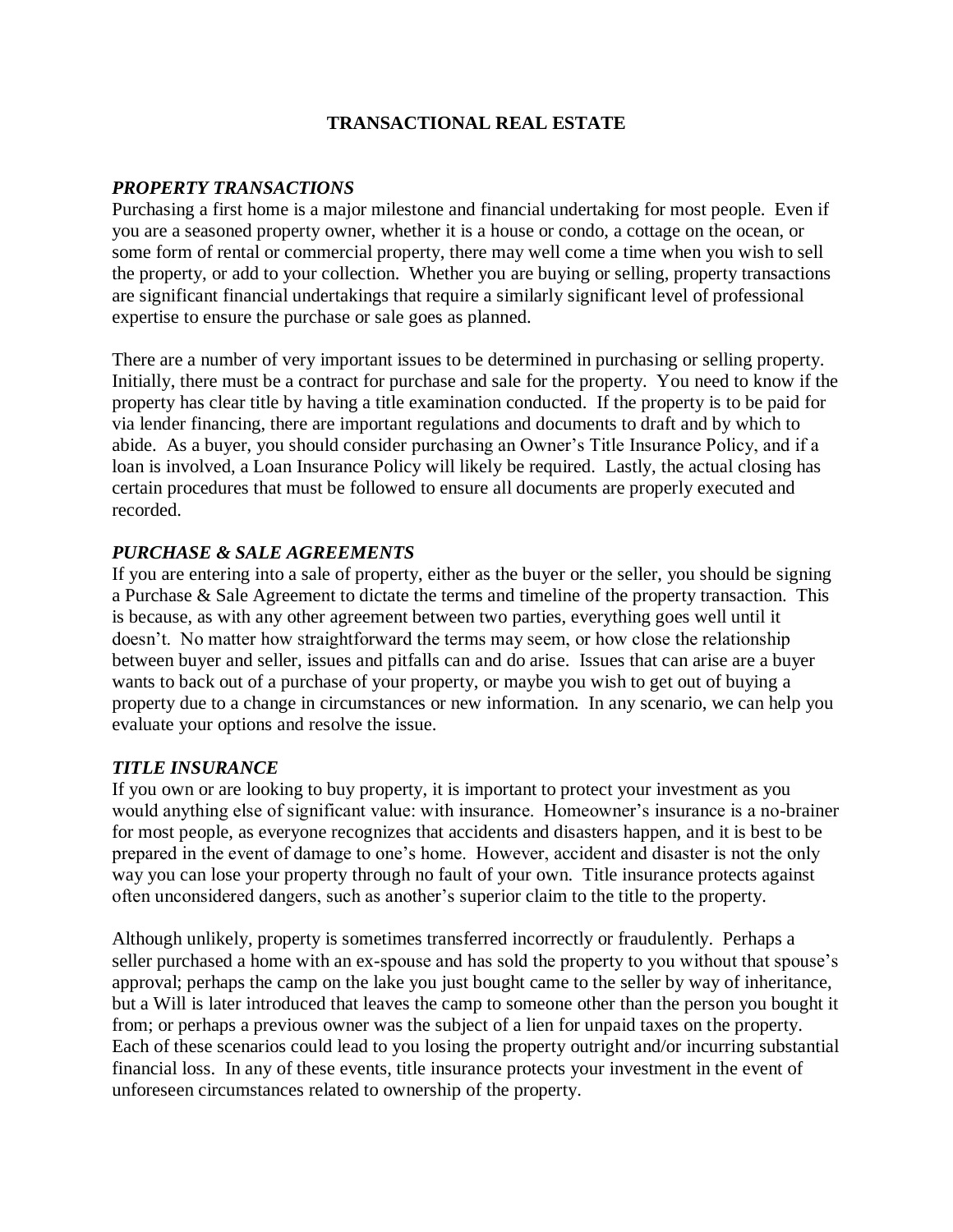# TRANSACTIONAL REAL ESTATE

## *PROPERTY TRANSACTIONS*

Purchasing a first home is a major milestone and financial undertaking for most people. Even if you are a seasoned property owner, whether it is a house or condo, a cottage on the ocean, or some form of rental or commercial property, there may well come a time when you wish to sell the property, or add to your collection. Whether you are buying or selling, property transactions are significant financial undertakings that require a similarly significant level of professional expertise to ensure the purchase or sale goes as planned.

There are a number of very important issues to be determined in purchasing or selling property. Initially, there must be a contract for purchase and sale for the property. You need to know if the property has clear title by having a title examination conducted. If the property is to be paid for via lender financing, there are important regulations and documents to draft and by which to abide. As a buyer, you should consider purchasing an Owner's Title Insurance Policy, and if a loan is involved, a Loan Insurance Policy will likely be required. Lastly, the actual closing has certain procedures that must be followed to ensure all documents are properly executed and recorded.

## *PURCHASE & SALE AGREEMENTS*

If you are entering into a sale of property, either as the buyer or the seller, you should be signing a Purchase & Sale Agreement to dictate the terms and timeline of the property transaction. This is because, as with any other agreement between two parties, everything goes well until it doesn't. No matter how straightforward the terms may seem, or how close the relationship between buyer and seller, issues and pitfalls can and do arise. Issues that can arise are a buyer wants to back out of a purchase of your property, or maybe you wish to get out of buying a property due to a change in circumstances or new information. In any scenario, we can help you evaluate your options and resolve the issue.

## *TITLE INSURANCE*

If you own or are looking to buy property, it is important to protect your investment as you would anything else of significant value: with insurance. Homeowner's insurance is a no-brainer for most people, as everyone recognizes that accidents and disasters happen, and it is best to be prepared in the event of damage to one's home. However, accident and disaster is not the only way you can lose your property through no fault of your own. Title insurance protects against often unconsidered dangers, such as another's superior claim to the title to the property.

Although unlikely, property is sometimes transferred incorrectly or fraudulently. Perhaps a seller purchased a home with an ex-spouse and has sold the property to you without that spouse's approval; perhaps the camp on the lake you just bought came to the seller by way of inheritance, but a Will is later introduced that leaves the camp to someone other than the person you bought it from; or perhaps a previous owner was the subject of a lien for unpaid taxes on the property. Each of these scenarios could lead to you losing the property outright and/or incurring substantial financial loss. In any of these events, title insurance protects your investment in the event of unforeseen circumstances related to ownership of the property.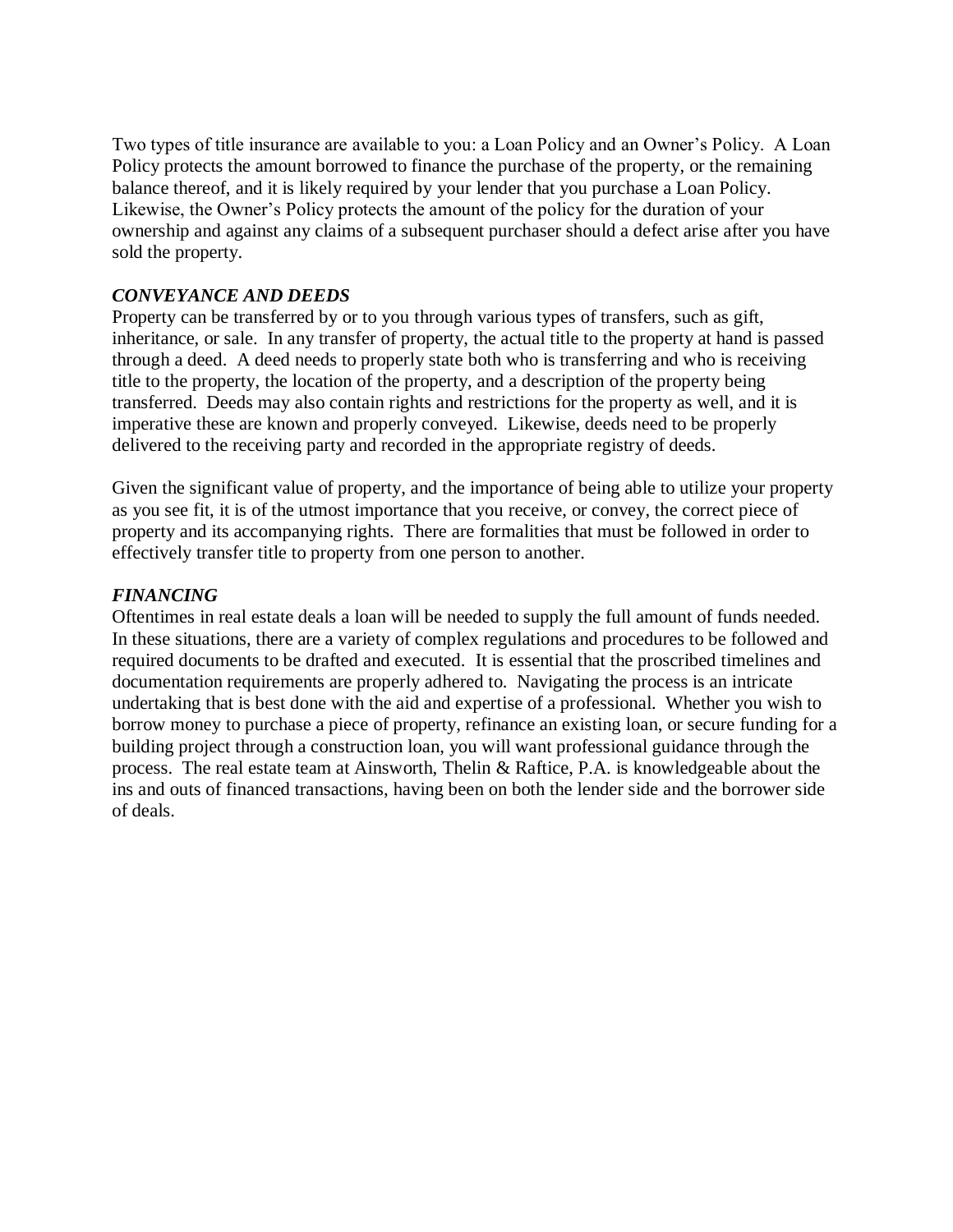Two types of title insurance are available to you: a Loan Policy and an Owner's Policy. A Loan Policy protects the amount borrowed to finance the purchase of the property, or the remaining balance thereof, and it is likely required by your lender that you purchase a Loan Policy. Likewise, the Owner's Policy protects the amount of the policy for the duration of your ownership and against any claims of a subsequent purchaser should a defect arise after you have sold the property.

### *CONVEYANCE AND DEEDS*

Property can be transferred by or to you through various types of transfers, such as gift, inheritance, or sale. In any transfer of property, the actual title to the property at hand is passed through a deed. A deed needs to properly state both who is transferring and who is receiving title to the property, the location of the property, and a description of the property being transferred. Deeds may also contain rights and restrictions for the property as well, and it is imperative these are known and properly conveyed. Likewise, deeds need to be properly delivered to the receiving party and recorded in the appropriate registry of deeds.

Given the significant value of property, and the importance of being able to utilize your property as you see fit, it is of the utmost importance that you receive, or convey, the correct piece of property and its accompanying rights. There are formalities that must be followed in order to effectively transfer title to property from one person to another.

### *FINANCING*

Oftentimes in real estate deals a loan will be needed to supply the full amount of funds needed. In these situations, there are a variety of complex regulations and procedures to be followed and required documents to be drafted and executed. It is essential that the proscribed timelines and documentation requirements are properly adhered to. Navigating the process is an intricate undertaking that is best done with the aid and expertise of a professional. Whether you wish to borrow money to purchase a piece of property, refinance an existing loan, or secure funding for a building project through a construction loan, you will want professional guidance through the process. The real estate team at Ainsworth, Thelin & Raftice, P.A. is knowledgeable about the ins and outs of financed transactions, having been on both the lender side and the borrower side of deals.